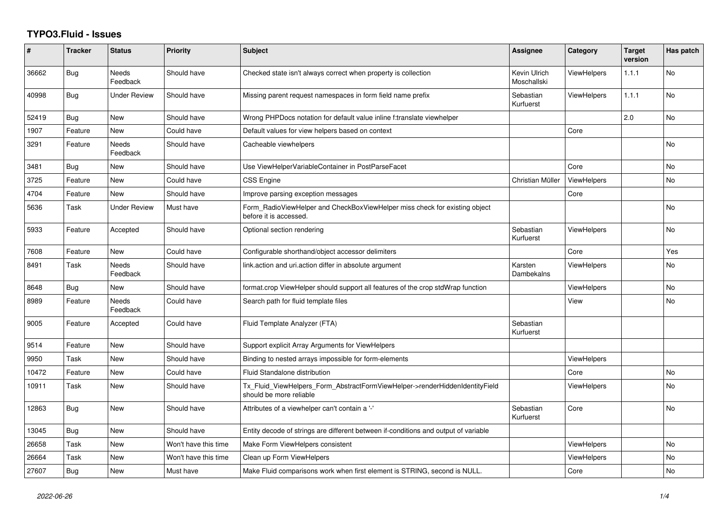# TYPO3.Fluid - Issues

| # | Tracker | Status | Priority | Subject | Assignee | Category | Target version | Has patch |
|---|---|---|---|---|---|---|---|---|
| 36662 | Bug | Needs Feedback | Should have | Checked state isn't always correct when property is collection | Kevin Ulrich Moschallski | ViewHelpers | 1.1.1 | No |
| 40998 | Bug | Under Review | Should have | Missing parent request namespaces in form field name prefix | Sebastian Kurfuerst | ViewHelpers | 1.1.1 | No |
| 52419 | Bug | New | Should have | Wrong PHPDocs notation for default value inline f:translate viewhelper | | | 2.0 | No |
| 1907 | Feature | New | Could have | Default values for view helpers based on context | | Core | | |
| 3291 | Feature | Needs Feedback | Should have | Cacheable viewhelpers | | | | No |
| 3481 | Bug | New | Should have | Use ViewHelperVariableContainer in PostParseFacet | | Core | | No |
| 3725 | Feature | New | Could have | CSS Engine | Christian Müller | ViewHelpers | | No |
| 4704 | Feature | New | Should have | Improve parsing exception messages | | Core | | |
| 5636 | Task | Under Review | Must have | Form_RadioViewHelper and CheckBoxViewHelper miss check for existing object before it is accessed. | | | | No |
| 5933 | Feature | Accepted | Should have | Optional section rendering | Sebastian Kurfuerst | ViewHelpers | | No |
| 7608 | Feature | New | Could have | Configurable shorthand/object accessor delimiters | | Core | | Yes |
| 8491 | Task | Needs Feedback | Should have | link.action and uri.action differ in absolute argument | Karsten Dambekalns | ViewHelpers | | No |
| 8648 | Bug | New | Should have | format.crop ViewHelper should support all features of the crop stdWrap function | | ViewHelpers | | No |
| 8989 | Feature | Needs Feedback | Could have | Search path for fluid template files | | View | | No |
| 9005 | Feature | Accepted | Could have | Fluid Template Analyzer (FTA) | Sebastian Kurfuerst | | | |
| 9514 | Feature | New | Should have | Support explicit Array Arguments for ViewHelpers | | | | |
| 9950 | Task | New | Should have | Binding to nested arrays impossible for form-elements | | ViewHelpers | | |
| 10472 | Feature | New | Could have | Fluid Standalone distribution | | Core | | No |
| 10911 | Task | New | Should have | Tx_Fluid_ViewHelpers_Form_AbstractFormViewHelper->renderHiddenIdentityField should be more reliable | | ViewHelpers | | No |
| 12863 | Bug | New | Should have | Attributes of a viewhelper can't contain a '-' | Sebastian Kurfuerst | Core | | No |
| 13045 | Bug | New | Should have | Entity decode of strings are different between if-conditions and output of variable | | | | |
| 26658 | Task | New | Won't have this time | Make Form ViewHelpers consistent | | ViewHelpers | | No |
| 26664 | Task | New | Won't have this time | Clean up Form ViewHelpers | | ViewHelpers | | No |
| 27607 | Bug | New | Must have | Make Fluid comparisons work when first element is STRING, second is NULL. | | Core | | No |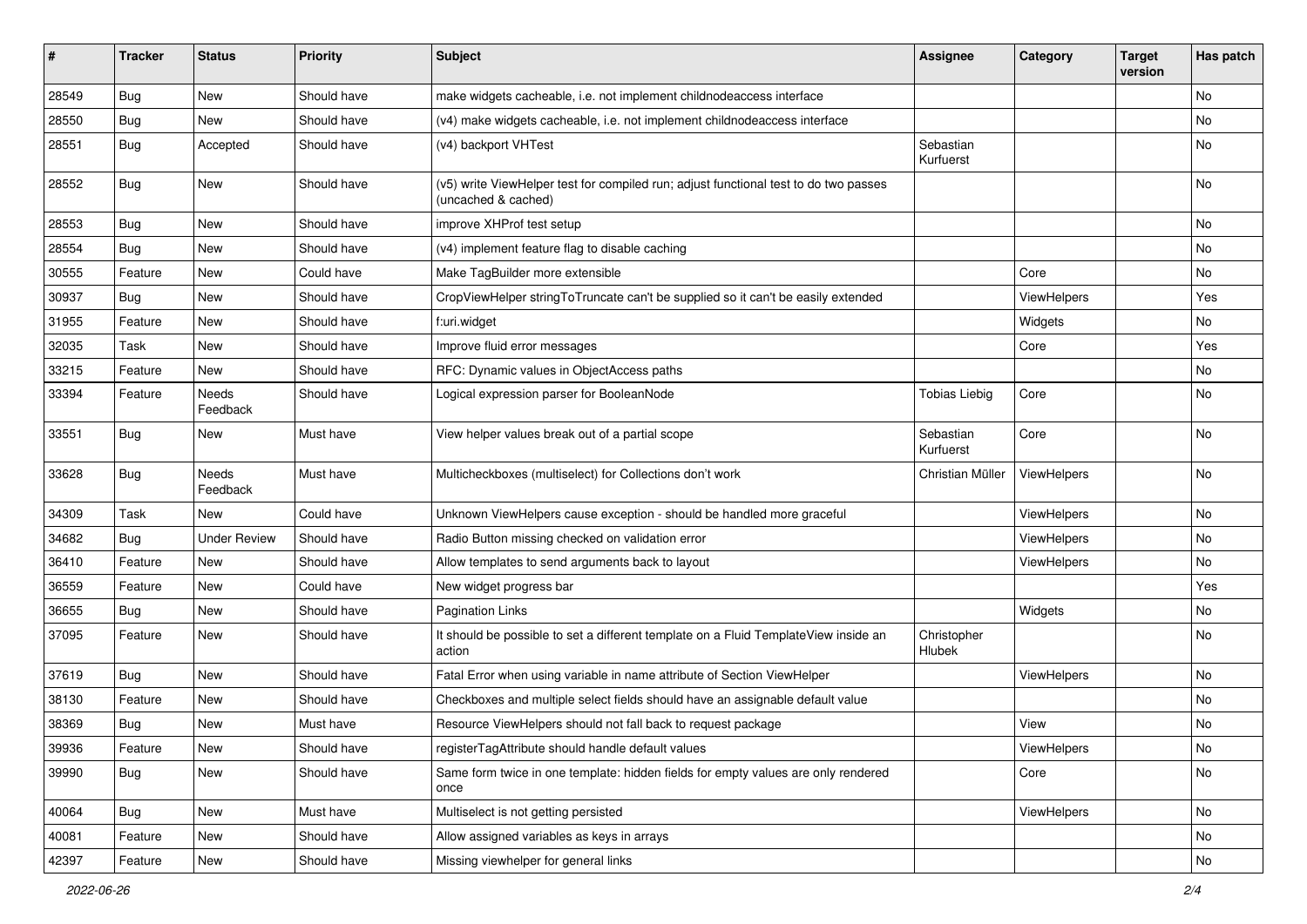| # | Tracker | Status | Priority | Subject | Assignee | Category | Target version | Has patch |
|---|---|---|---|---|---|---|---|---|
| 28549 | Bug | New | Should have | make widgets cacheable, i.e. not implement childnodeaccess interface | | | | No |
| 28550 | Bug | New | Should have | (v4) make widgets cacheable, i.e. not implement childnodeaccess interface | | | | No |
| 28551 | Bug | Accepted | Should have | (v4) backport VHTest | Sebastian Kurfuerst | | | No |
| 28552 | Bug | New | Should have | (v5) write ViewHelper test for compiled run; adjust functional test to do two passes (uncached & cached) | | | | No |
| 28553 | Bug | New | Should have | improve XHProf test setup | | | | No |
| 28554 | Bug | New | Should have | (v4) implement feature flag to disable caching | | | | No |
| 30555 | Feature | New | Could have | Make TagBuilder more extensible | | Core | | No |
| 30937 | Bug | New | Should have | CropViewHelper stringToTruncate can't be supplied so it can't be easily extended | | ViewHelpers | | Yes |
| 31955 | Feature | New | Should have | f:uri.widget | | Widgets | | No |
| 32035 | Task | New | Should have | Improve fluid error messages | | Core | | Yes |
| 33215 | Feature | New | Should have | RFC: Dynamic values in ObjectAccess paths | | | | No |
| 33394 | Feature | Needs Feedback | Should have | Logical expression parser for BooleanNode | Tobias Liebig | Core | | No |
| 33551 | Bug | New | Must have | View helper values break out of a partial scope | Sebastian Kurfuerst | Core | | No |
| 33628 | Bug | Needs Feedback | Must have | Multicheckboxes (multiselect) for Collections don't work | Christian Müller | ViewHelpers | | No |
| 34309 | Task | New | Could have | Unknown ViewHelpers cause exception - should be handled more graceful | | ViewHelpers | | No |
| 34682 | Bug | Under Review | Should have | Radio Button missing checked on validation error | | ViewHelpers | | No |
| 36410 | Feature | New | Should have | Allow templates to send arguments back to layout | | ViewHelpers | | No |
| 36559 | Feature | New | Could have | New widget progress bar | | | | Yes |
| 36655 | Bug | New | Should have | Pagination Links | | Widgets | | No |
| 37095 | Feature | New | Should have | It should be possible to set a different template on a Fluid TemplateView inside an action | Christopher Hlubek | | | No |
| 37619 | Bug | New | Should have | Fatal Error when using variable in name attribute of Section ViewHelper | | ViewHelpers | | No |
| 38130 | Feature | New | Should have | Checkboxes and multiple select fields should have an assignable default value | | | | No |
| 38369 | Bug | New | Must have | Resource ViewHelpers should not fall back to request package | | View | | No |
| 39936 | Feature | New | Should have | registerTagAttribute should handle default values | | ViewHelpers | | No |
| 39990 | Bug | New | Should have | Same form twice in one template: hidden fields for empty values are only rendered once | | Core | | No |
| 40064 | Bug | New | Must have | Multiselect is not getting persisted | | ViewHelpers | | No |
| 40081 | Feature | New | Should have | Allow assigned variables as keys in arrays | | | | No |
| 42397 | Feature | New | Should have | Missing viewhelper for general links | | | | No |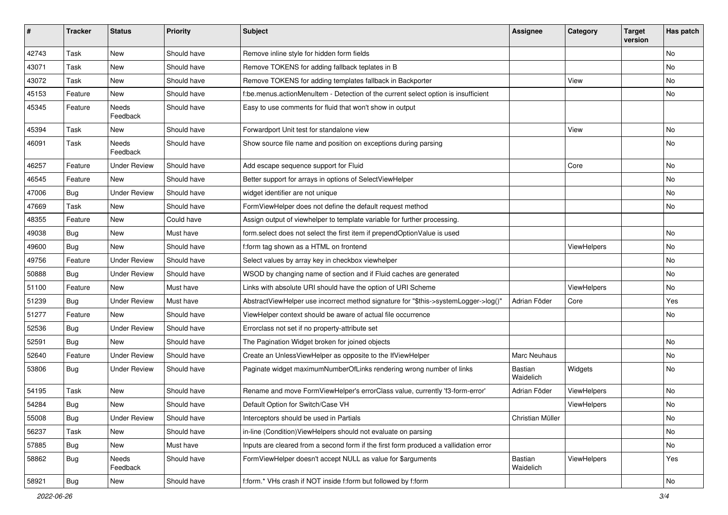| # | Tracker | Status | Priority | Subject | Assignee | Category | Target version | Has patch |
|---|---|---|---|---|---|---|---|---|
| 42743 | Task | New | Should have | Remove inline style for hidden form fields | | | | No |
| 43071 | Task | New | Should have | Remove TOKENS for adding fallback teplates in B | | | | No |
| 43072 | Task | New | Should have | Remove TOKENS for adding templates fallback in Backporter | | View | | No |
| 45153 | Feature | New | Should have | f:be.menus.actionMenuItem - Detection of the current select option is insufficient | | | | No |
| 45345 | Feature | Needs Feedback | Should have | Easy to use comments for fluid that won't show in output | | | | |
| 45394 | Task | New | Should have | Forwardport Unit test for standalone view | | View | | No |
| 46091 | Task | Needs Feedback | Should have | Show source file name and position on exceptions during parsing | | | | No |
| 46257 | Feature | Under Review | Should have | Add escape sequence support for Fluid | | Core | | No |
| 46545 | Feature | New | Should have | Better support for arrays in options of SelectViewHelper | | | | No |
| 47006 | Bug | Under Review | Should have | widget identifier are not unique | | | | No |
| 47669 | Task | New | Should have | FormViewHelper does not define the default request method | | | | No |
| 48355 | Feature | New | Could have | Assign output of viewhelper to template variable for further processing. | | | | |
| 49038 | Bug | New | Must have | form.select does not select the first item if prependOptionValue is used | | | | No |
| 49600 | Bug | New | Should have | f:form tag shown as a HTML on frontend | | ViewHelpers | | No |
| 49756 | Feature | Under Review | Should have | Select values by array key in checkbox viewhelper | | | | No |
| 50888 | Bug | Under Review | Should have | WSOD by changing name of section and if Fluid caches are generated | | | | No |
| 51100 | Feature | New | Must have | Links with absolute URI should have the option of URI Scheme | | ViewHelpers | | No |
| 51239 | Bug | Under Review | Must have | AbstractViewHelper use incorrect method signature for "$this->systemLogger->log()" | Adrian Föder | Core | | Yes |
| 51277 | Feature | New | Should have | ViewHelper context should be aware of actual file occurrence | | | | No |
| 52536 | Bug | Under Review | Should have | Errorclass not set if no property-attribute set | | | | |
| 52591 | Bug | New | Should have | The Pagination Widget broken for joined objects | | | | No |
| 52640 | Feature | Under Review | Should have | Create an UnlessViewHelper as opposite to the IfViewHelper | Marc Neuhaus | | | No |
| 53806 | Bug | Under Review | Should have | Paginate widget maximumNumberOfLinks rendering wrong number of links | Bastian Waidelich | Widgets | | No |
| 54195 | Task | New | Should have | Rename and move FormViewHelper's errorClass value, currently 'f3-form-error' | Adrian Föder | ViewHelpers | | No |
| 54284 | Bug | New | Should have | Default Option for Switch/Case VH | | ViewHelpers | | No |
| 55008 | Bug | Under Review | Should have | Interceptors should be used in Partials | Christian Müller | | | No |
| 56237 | Task | New | Should have | in-line (Condition)ViewHelpers should not evaluate on parsing | | | | No |
| 57885 | Bug | New | Must have | Inputs are cleared from a second form if the first form produced a vallidation error | | | | No |
| 58862 | Bug | Needs Feedback | Should have | FormViewHelper doesn't accept NULL as value for $arguments | Bastian Waidelich | ViewHelpers | | Yes |
| 58921 | Bug | New | Should have | f:form.* VHs crash if NOT inside f:form but followed by f:form | | | | No |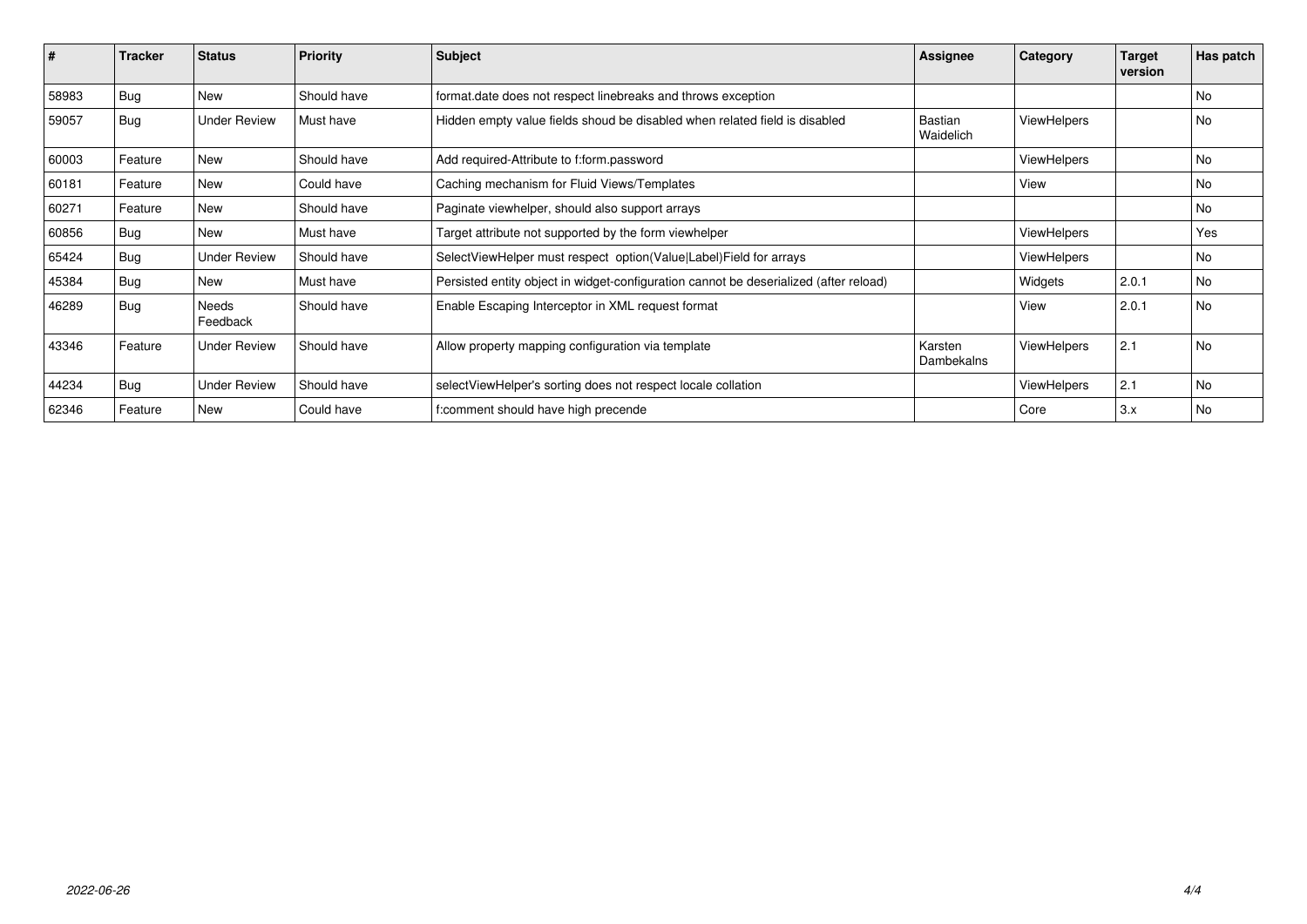| # | Tracker | Status | Priority | Subject | Assignee | Category | Target version | Has patch |
|---|---|---|---|---|---|---|---|---|
| 58983 | Bug | New | Should have | format.date does not respect linebreaks and throws exception | | | | No |
| 59057 | Bug | Under Review | Must have | Hidden empty value fields shoud be disabled when related field is disabled | Bastian Waidelich | ViewHelpers | | No |
| 60003 | Feature | New | Should have | Add required-Attribute to f:form.password | | ViewHelpers | | No |
| 60181 | Feature | New | Could have | Caching mechanism for Fluid Views/Templates | | View | | No |
| 60271 | Feature | New | Should have | Paginate viewhelper, should also support arrays | | | | No |
| 60856 | Bug | New | Must have | Target attribute not supported by the form viewhelper | | ViewHelpers | | Yes |
| 65424 | Bug | Under Review | Should have | SelectViewHelper must respect option(Value\|Label)Field for arrays | | ViewHelpers | | No |
| 45384 | Bug | New | Must have | Persisted entity object in widget-configuration cannot be deserialized (after reload) | | Widgets | 2.0.1 | No |
| 46289 | Bug | Needs Feedback | Should have | Enable Escaping Interceptor in XML request format | | View | 2.0.1 | No |
| 43346 | Feature | Under Review | Should have | Allow property mapping configuration via template | Karsten Dambekalns | ViewHelpers | 2.1 | No |
| 44234 | Bug | Under Review | Should have | selectViewHelper's sorting does not respect locale collation | | ViewHelpers | 2.1 | No |
| 62346 | Feature | New | Could have | f:comment should have high precende | | Core | 3.x | No |

2022-06-26